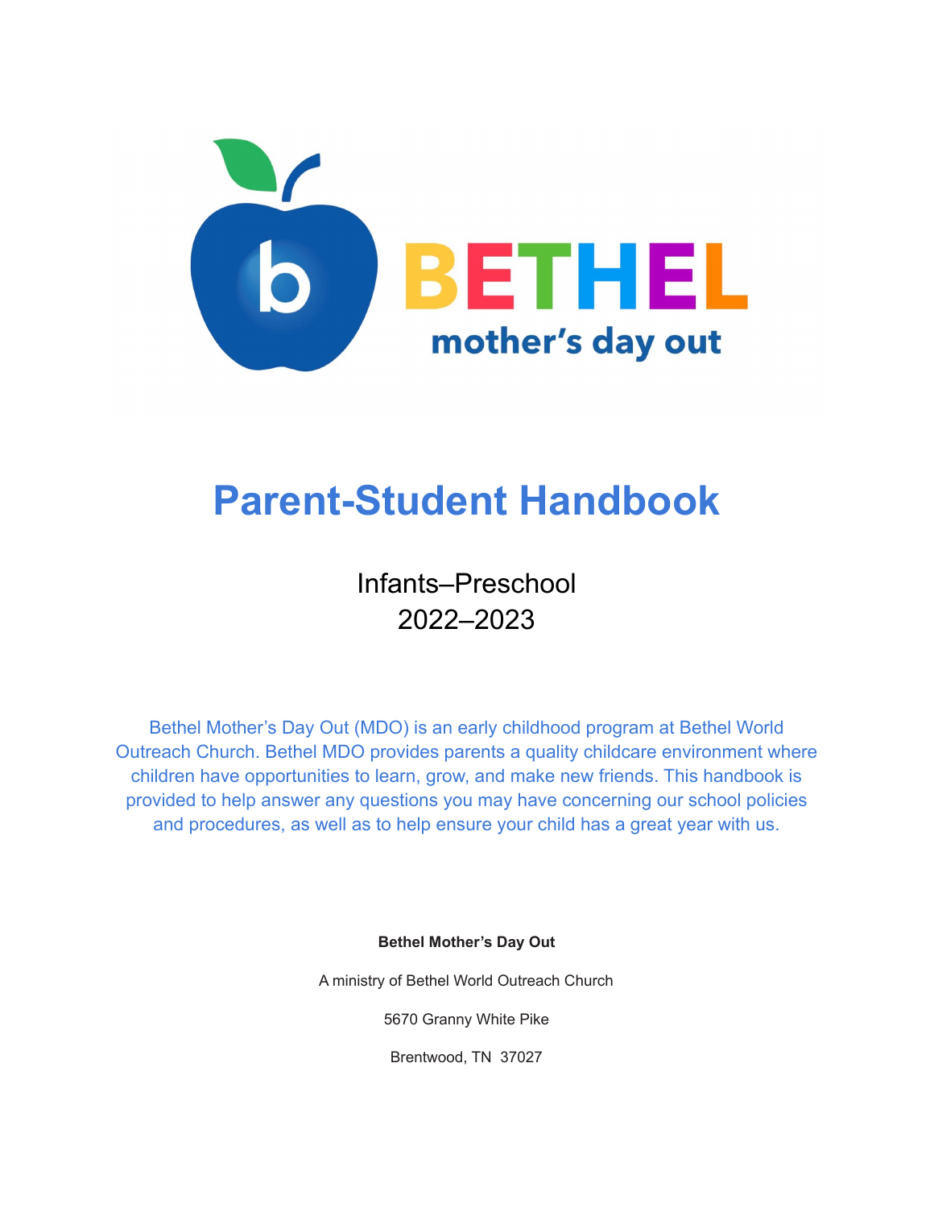BETHEL

mother's day out

# Parent-Student Handbook

Infants–Preschool
2022–2023

Bethel Mother's Day Out (MDO) is an early childhood program at Bethel World Outreach Church. Bethel MDO provides parents a quality childcare environment where children have opportunities to learn, grow, and make new friends. This handbook is provided to help answer any questions you may have concerning our school policies and procedures, as well as to help ensure your child has a great year with us.

**Bethel Mother's Day Out**

A ministry of Bethel World Outreach Church

5670 Granny White Pike

Brentwood, TN 37027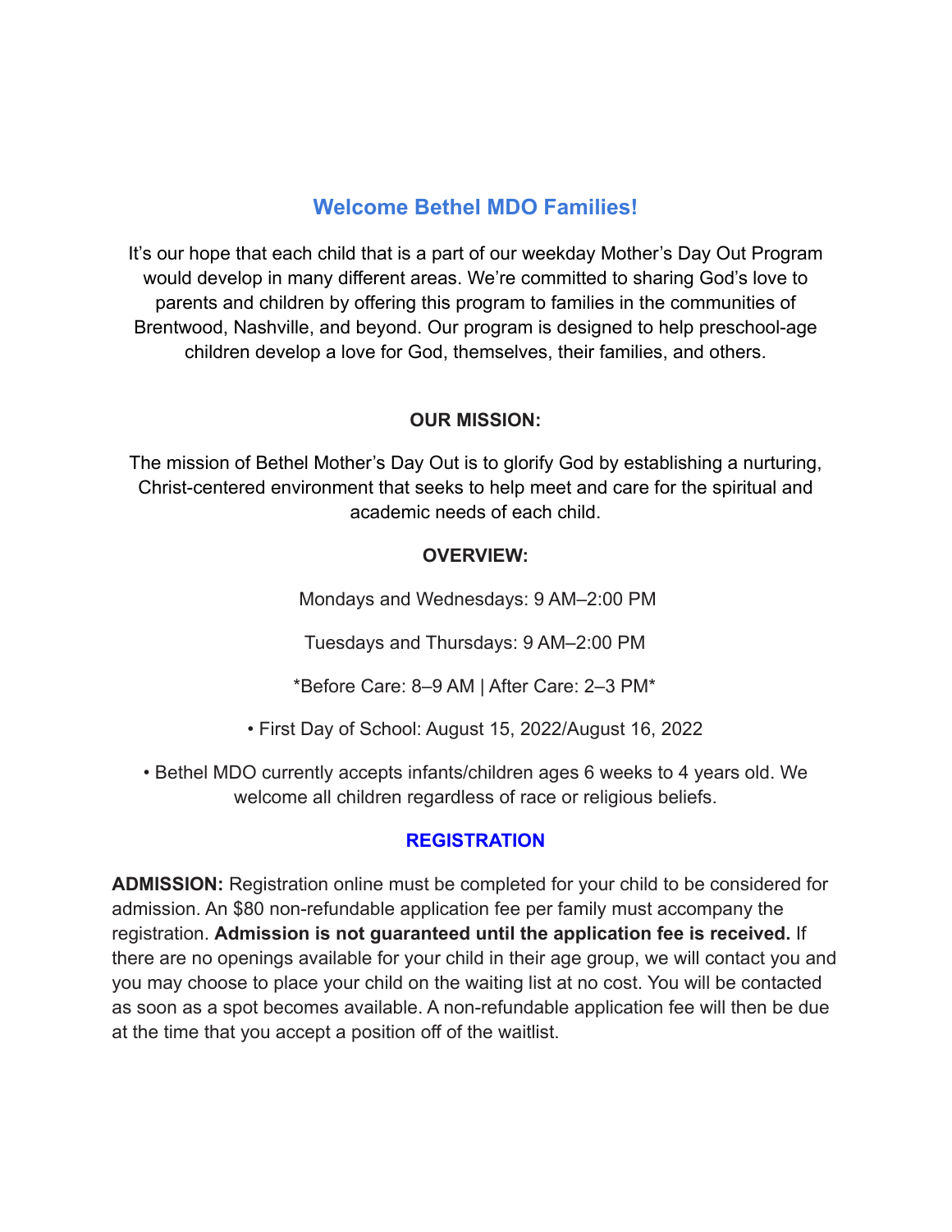# Welcome Bethel MDO Families!

It's our hope that each child that is a part of our weekday Mother's Day Out Program would develop in many different areas. We're committed to sharing God's love to parents and children by offering this program to families in the communities of Brentwood, Nashville, and beyond. Our program is designed to help preschool-age children develop a love for God, themselves, their families, and others.

**OUR MISSION:**

The mission of Bethel Mother's Day Out is to glorify God by establishing a nurturing, Christ-centered environment that seeks to help meet and care for the spiritual and academic needs of each child.

**OVERVIEW:**

Mondays and Wednesdays: 9 AM–2:00 PM

Tuesdays and Thursdays: 9 AM–2:00 PM

*Before Care: 8–9 AM | After Care: 2–3 PM*

• First Day of School: August 15, 2022/August 16, 2022

• Bethel MDO currently accepts infants/children ages 6 weeks to 4 years old. We welcome all children regardless of race or religious beliefs.

## REGISTRATION

**ADMISSION:** Registration online must be completed for your child to be considered for admission. An $80 non-refundable application fee per family must accompany the registration. **Admission is not guaranteed until the application fee is received.** If there are no openings available for your child in their age group, we will contact you and you may choose to place your child on the waiting list at no cost. You will be contacted as soon as a spot becomes available. A non-refundable application fee will then be due at the time that you accept a position off of the waitlist.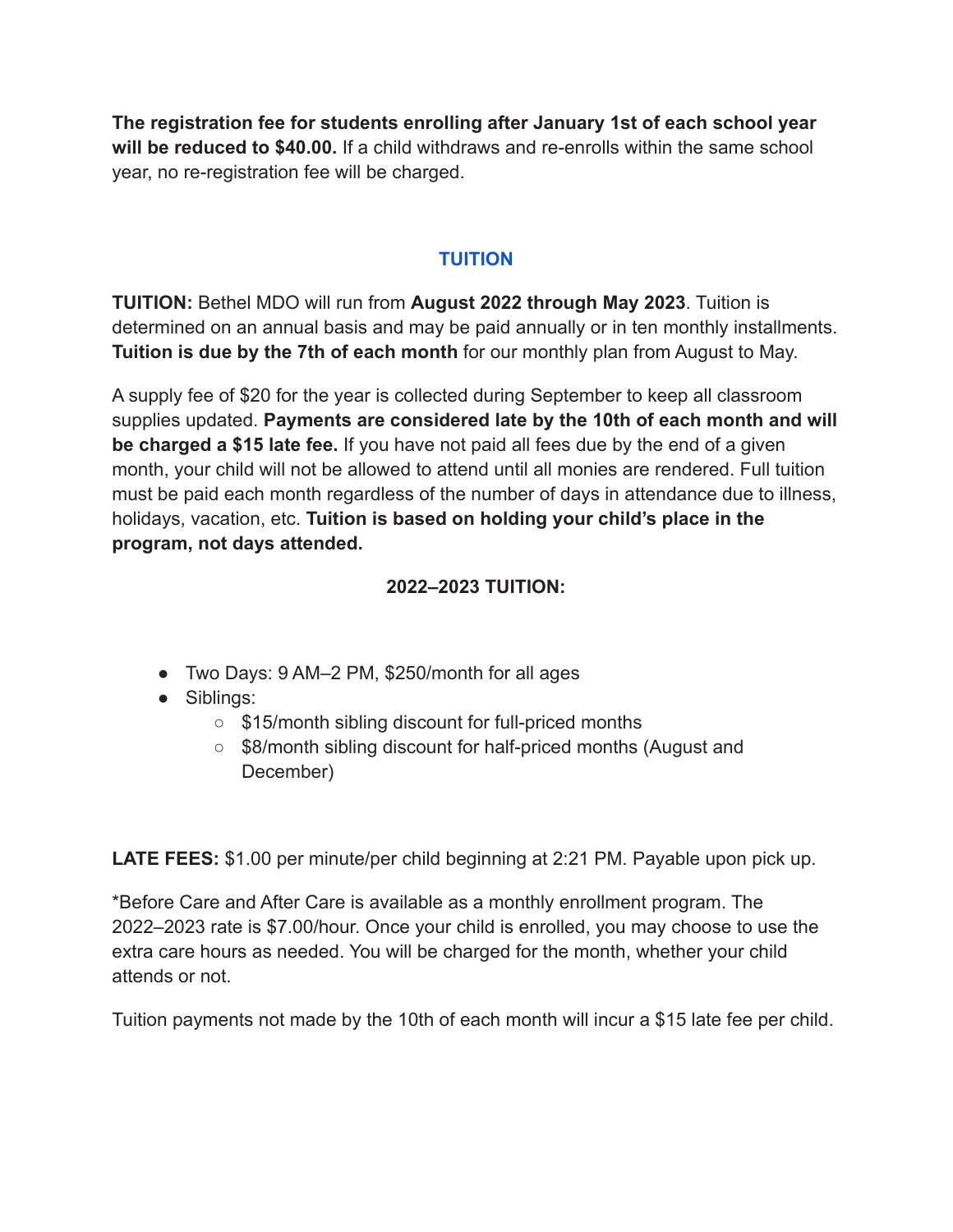**The registration fee for students enrolling after January 1st of each school year will be reduced to $40.00.** If a child withdraws and re-enrolls within the same school year, no re-registration fee will be charged.

## TUITION

**TUITION:** Bethel MDO will run from **August 2022 through May 2023**. Tuition is determined on an annual basis and may be paid annually or in ten monthly installments. **Tuition is due by the 7th of each month** for our monthly plan from August to May.

A supply fee of $20 for the year is collected during September to keep all classroom supplies updated. **Payments are considered late by the 10th of each month and will be charged a $15 late fee.** If you have not paid all fees due by the end of a given month, your child will not be allowed to attend until all monies are rendered. Full tuition must be paid each month regardless of the number of days in attendance due to illness, holidays, vacation, etc. **Tuition is based on holding your child's place in the program, not days attended.**

### 2022–2023 TUITION:

- Two Days: 9 AM–2 PM, $250/month for all ages
- Siblings:
  - $15/month sibling discount for full-priced months
  - $8/month sibling discount for half-priced months (August and December)

**LATE FEES:** $1.00 per minute/per child beginning at 2:21 PM. Payable upon pick up.

*Before Care and After Care is available as a monthly enrollment program. The 2022–2023 rate is $7.00/hour. Once your child is enrolled, you may choose to use the extra care hours as needed. You will be charged for the month, whether your child attends or not.

Tuition payments not made by the 10th of each month will incur a $15 late fee per child.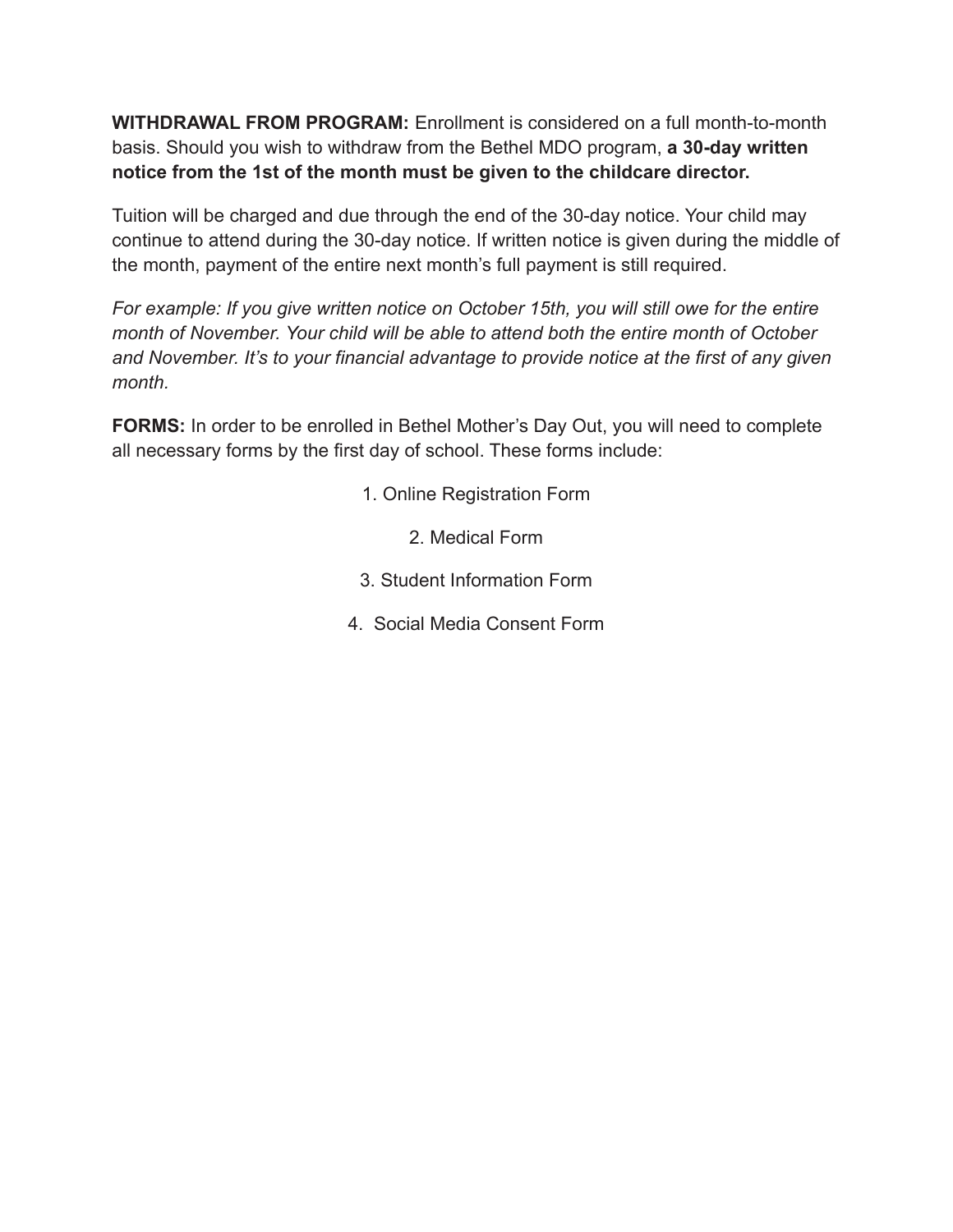**WITHDRAWAL FROM PROGRAM:** Enrollment is considered on a full month-to-month basis. Should you wish to withdraw from the Bethel MDO program, **a 30-day written notice from the 1st of the month must be given to the childcare director.**

Tuition will be charged and due through the end of the 30-day notice. Your child may continue to attend during the 30-day notice. If written notice is given during the middle of the month, payment of the entire next month's full payment is still required.

*For example: If you give written notice on October 15th, you will still owe for the entire month of November. Your child will be able to attend both the entire month of October and November. It's to your financial advantage to provide notice at the first of any given month.*

**FORMS:** In order to be enrolled in Bethel Mother's Day Out, you will need to complete all necessary forms by the first day of school. These forms include:

1. Online Registration Form
2. Medical Form
3. Student Information Form
4. Social Media Consent Form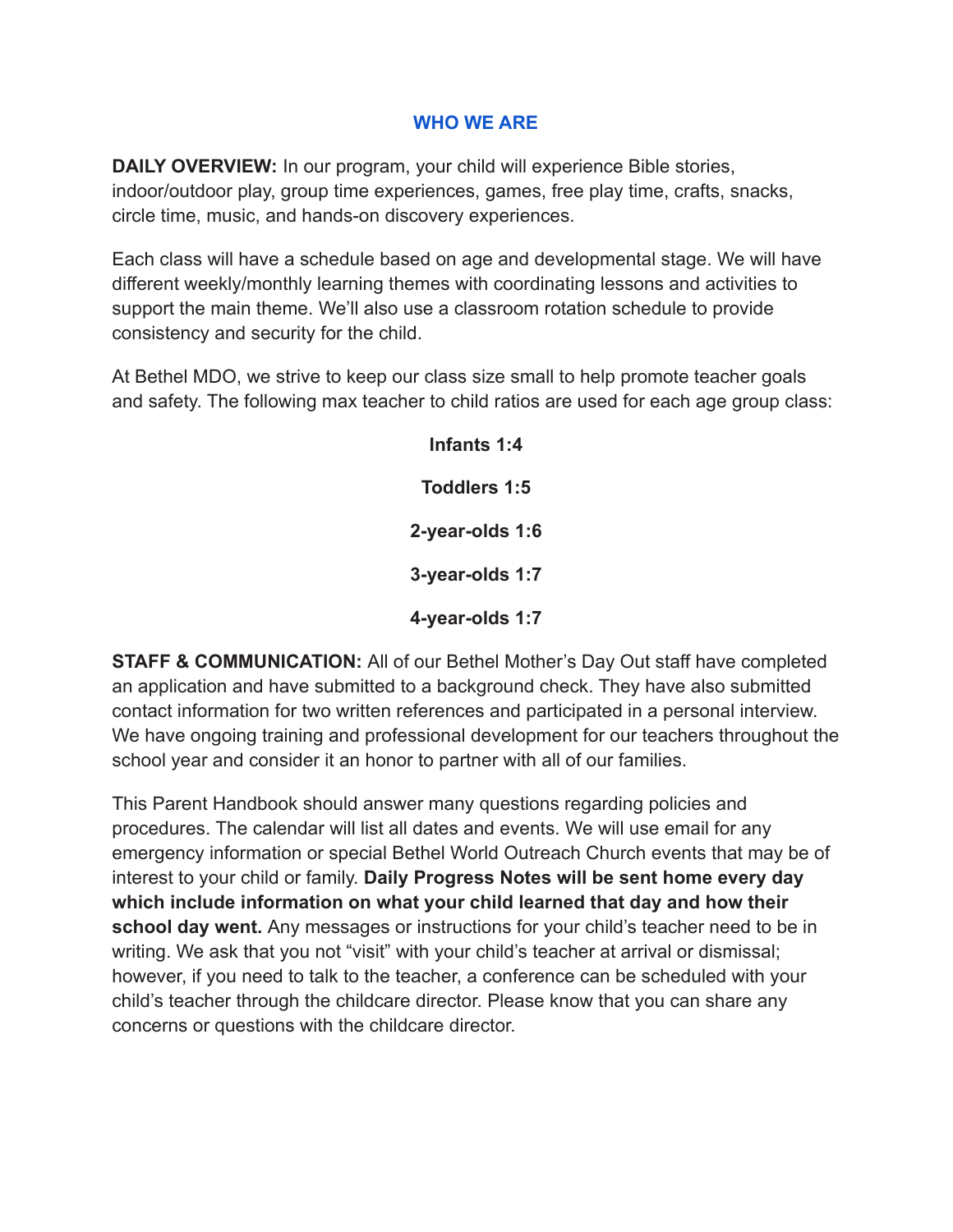## WHO WE ARE

**DAILY OVERVIEW:** In our program, your child will experience Bible stories, indoor/outdoor play, group time experiences, games, free play time, crafts, snacks, circle time, music, and hands-on discovery experiences.

Each class will have a schedule based on age and developmental stage. We will have different weekly/monthly learning themes with coordinating lessons and activities to support the main theme. We'll also use a classroom rotation schedule to provide consistency and security for the child.

At Bethel MDO, we strive to keep our class size small to help promote teacher goals and safety. The following max teacher to child ratios are used for each age group class:

**Infants 1:4**

**Toddlers 1:5**

**2-year-olds 1:6**

**3-year-olds 1:7**

**4-year-olds 1:7**

**STAFF & COMMUNICATION:** All of our Bethel Mother's Day Out staff have completed an application and have submitted to a background check. They have also submitted contact information for two written references and participated in a personal interview. We have ongoing training and professional development for our teachers throughout the school year and consider it an honor to partner with all of our families.

This Parent Handbook should answer many questions regarding policies and procedures. The calendar will list all dates and events. We will use email for any emergency information or special Bethel World Outreach Church events that may be of interest to your child or family. **Daily Progress Notes will be sent home every day which include information on what your child learned that day and how their school day went.** Any messages or instructions for your child's teacher need to be in writing. We ask that you not "visit" with your child's teacher at arrival or dismissal; however, if you need to talk to the teacher, a conference can be scheduled with your child's teacher through the childcare director. Please know that you can share any concerns or questions with the childcare director.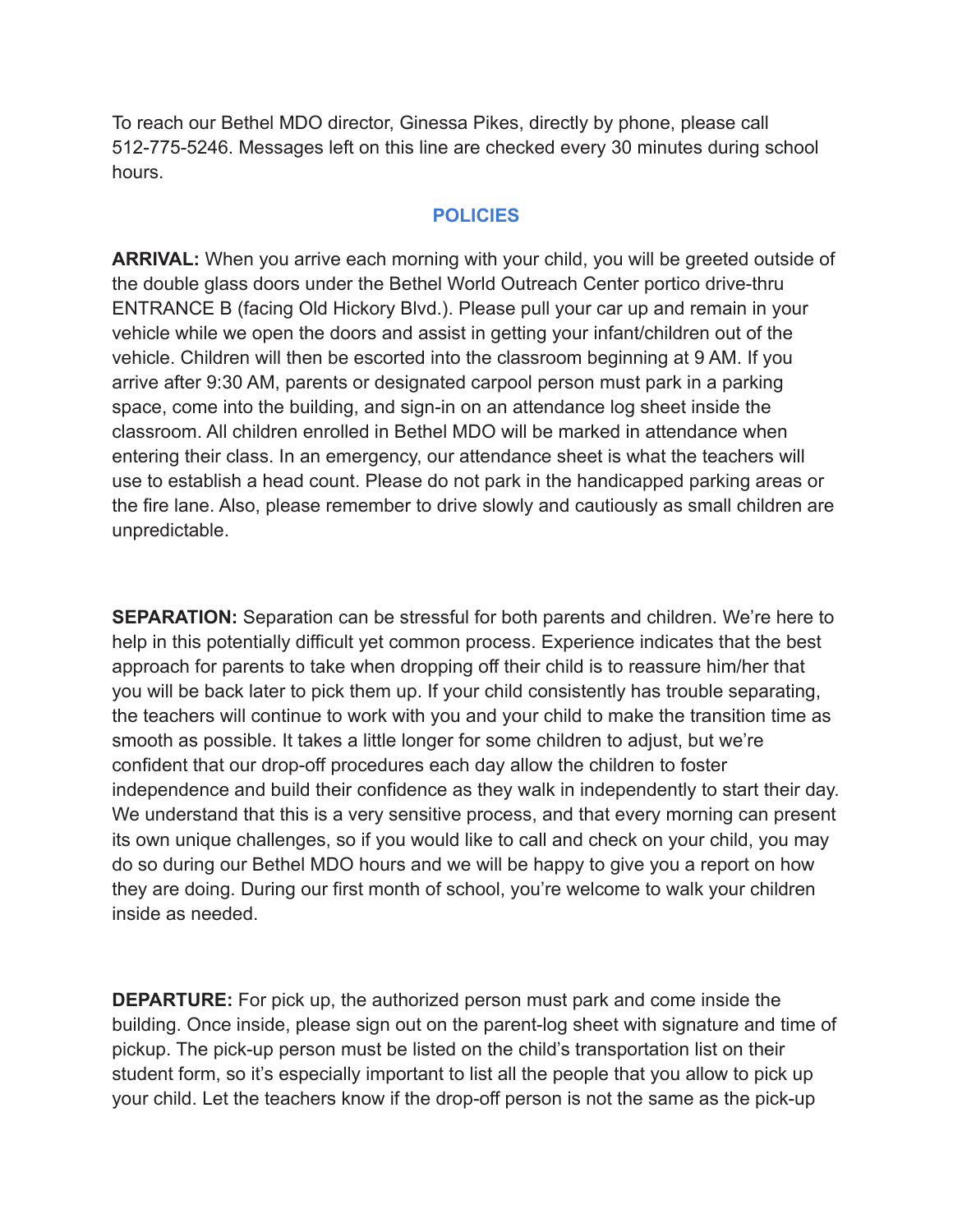To reach our Bethel MDO director, Ginessa Pikes, directly by phone, please call 512-775-5246. Messages left on this line are checked every 30 minutes during school hours.

## POLICIES

**ARRIVAL:** When you arrive each morning with your child, you will be greeted outside of the double glass doors under the Bethel World Outreach Center portico drive-thru ENTRANCE B (facing Old Hickory Blvd.). Please pull your car up and remain in your vehicle while we open the doors and assist in getting your infant/children out of the vehicle. Children will then be escorted into the classroom beginning at 9 AM. If you arrive after 9:30 AM, parents or designated carpool person must park in a parking space, come into the building, and sign-in on an attendance log sheet inside the classroom. All children enrolled in Bethel MDO will be marked in attendance when entering their class. In an emergency, our attendance sheet is what the teachers will use to establish a head count. Please do not park in the handicapped parking areas or the fire lane. Also, please remember to drive slowly and cautiously as small children are unpredictable.

**SEPARATION:** Separation can be stressful for both parents and children. We're here to help in this potentially difficult yet common process. Experience indicates that the best approach for parents to take when dropping off their child is to reassure him/her that you will be back later to pick them up. If your child consistently has trouble separating, the teachers will continue to work with you and your child to make the transition time as smooth as possible. It takes a little longer for some children to adjust, but we're confident that our drop-off procedures each day allow the children to foster independence and build their confidence as they walk in independently to start their day. We understand that this is a very sensitive process, and that every morning can present its own unique challenges, so if you would like to call and check on your child, you may do so during our Bethel MDO hours and we will be happy to give you a report on how they are doing. During our first month of school, you're welcome to walk your children inside as needed.

**DEPARTURE:** For pick up, the authorized person must park and come inside the building. Once inside, please sign out on the parent-log sheet with signature and time of pickup. The pick-up person must be listed on the child's transportation list on their student form, so it's especially important to list all the people that you allow to pick up your child. Let the teachers know if the drop-off person is not the same as the pick-up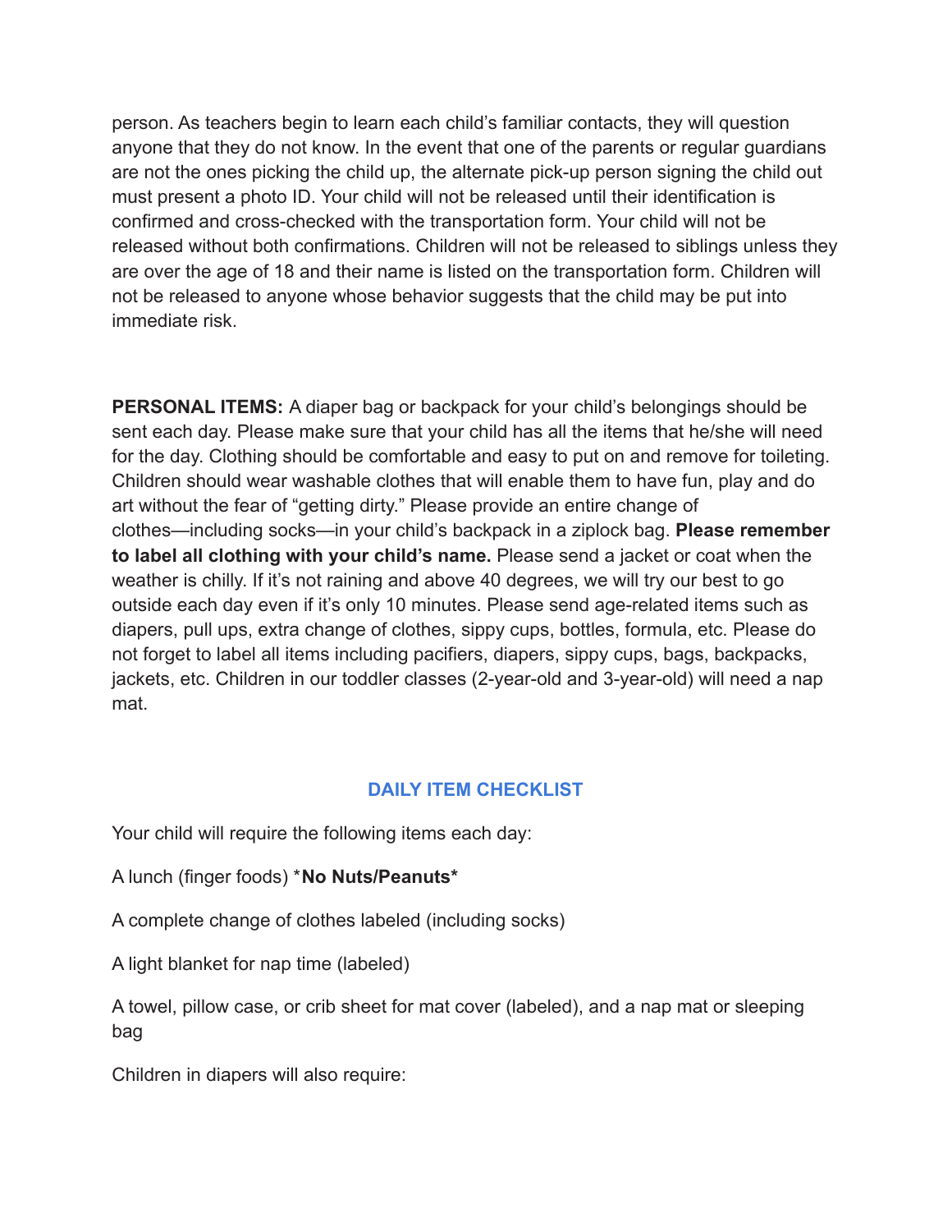person. As teachers begin to learn each child's familiar contacts, they will question anyone that they do not know. In the event that one of the parents or regular guardians are not the ones picking the child up, the alternate pick-up person signing the child out must present a photo ID. Your child will not be released until their identification is confirmed and cross-checked with the transportation form. Your child will not be released without both confirmations. Children will not be released to siblings unless they are over the age of 18 and their name is listed on the transportation form. Children will not be released to anyone whose behavior suggests that the child may be put into immediate risk.

**PERSONAL ITEMS:** A diaper bag or backpack for your child's belongings should be sent each day. Please make sure that your child has all the items that he/she will need for the day. Clothing should be comfortable and easy to put on and remove for toileting. Children should wear washable clothes that will enable them to have fun, play and do art without the fear of "getting dirty." Please provide an entire change of clothes—including socks—in your child's backpack in a ziplock bag. **Please remember to label all clothing with your child's name.** Please send a jacket or coat when the weather is chilly. If it's not raining and above 40 degrees, we will try our best to go outside each day even if it's only 10 minutes. Please send age-related items such as diapers, pull ups, extra change of clothes, sippy cups, bottles, formula, etc. Please do not forget to label all items including pacifiers, diapers, sippy cups, bags, backpacks, jackets, etc. Children in our toddler classes (2-year-old and 3-year-old) will need a nap mat.

## DAILY ITEM CHECKLIST

Your child will require the following items each day:

A lunch (finger foods) ***No Nuts/Peanuts***

A complete change of clothes labeled (including socks)

A light blanket for nap time (labeled)

A towel, pillow case, or crib sheet for mat cover (labeled), and a nap mat or sleeping bag

Children in diapers will also require: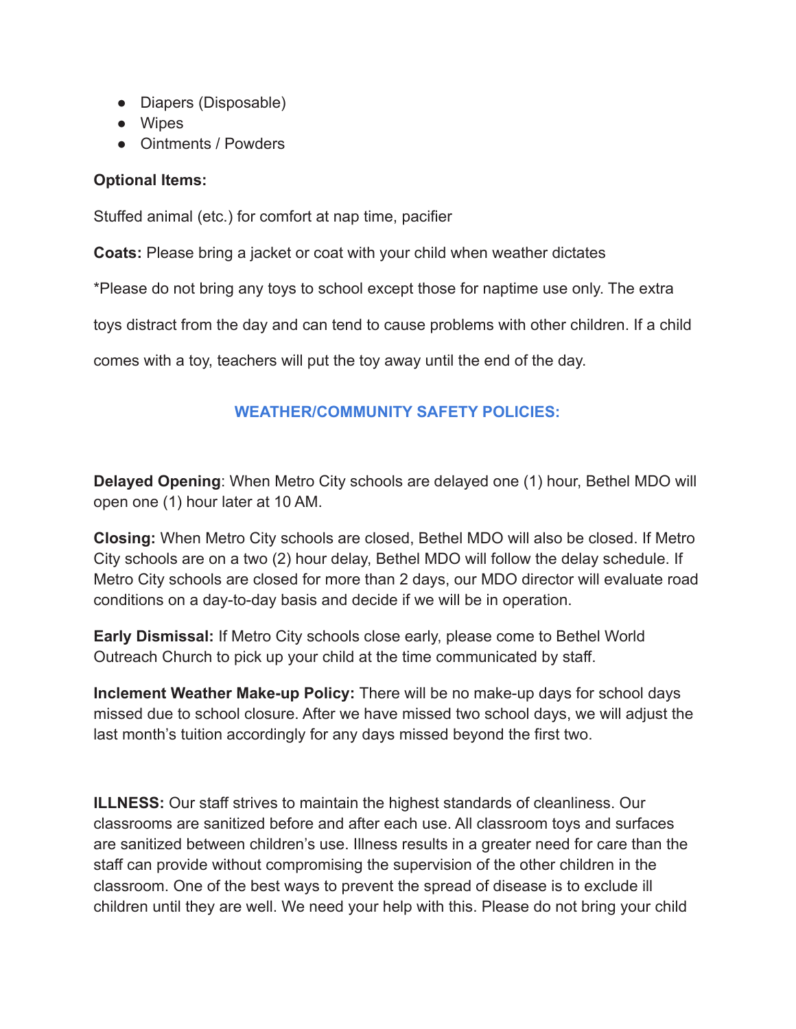- Diapers (Disposable)
- Wipes
- Ointments / Powders

**Optional Items:**

Stuffed animal (etc.) for comfort at nap time, pacifier

**Coats:** Please bring a jacket or coat with your child when weather dictates

*Please do not bring any toys to school except those for naptime use only. The extra toys distract from the day and can tend to cause problems with other children. If a child comes with a toy, teachers will put the toy away until the end of the day.

## WEATHER/COMMUNITY SAFETY POLICIES:

**Delayed Opening**: When Metro City schools are delayed one (1) hour, Bethel MDO will open one (1) hour later at 10 AM.

**Closing:** When Metro City schools are closed, Bethel MDO will also be closed. If Metro City schools are on a two (2) hour delay, Bethel MDO will follow the delay schedule. If Metro City schools are closed for more than 2 days, our MDO director will evaluate road conditions on a day-to-day basis and decide if we will be in operation.

**Early Dismissal:** If Metro City schools close early, please come to Bethel World Outreach Church to pick up your child at the time communicated by staff.

**Inclement Weather Make-up Policy:** There will be no make-up days for school days missed due to school closure. After we have missed two school days, we will adjust the last month's tuition accordingly for any days missed beyond the first two.

**ILLNESS:** Our staff strives to maintain the highest standards of cleanliness. Our classrooms are sanitized before and after each use. All classroom toys and surfaces are sanitized between children's use. Illness results in a greater need for care than the staff can provide without compromising the supervision of the other children in the classroom. One of the best ways to prevent the spread of disease is to exclude ill children until they are well. We need your help with this. Please do not bring your child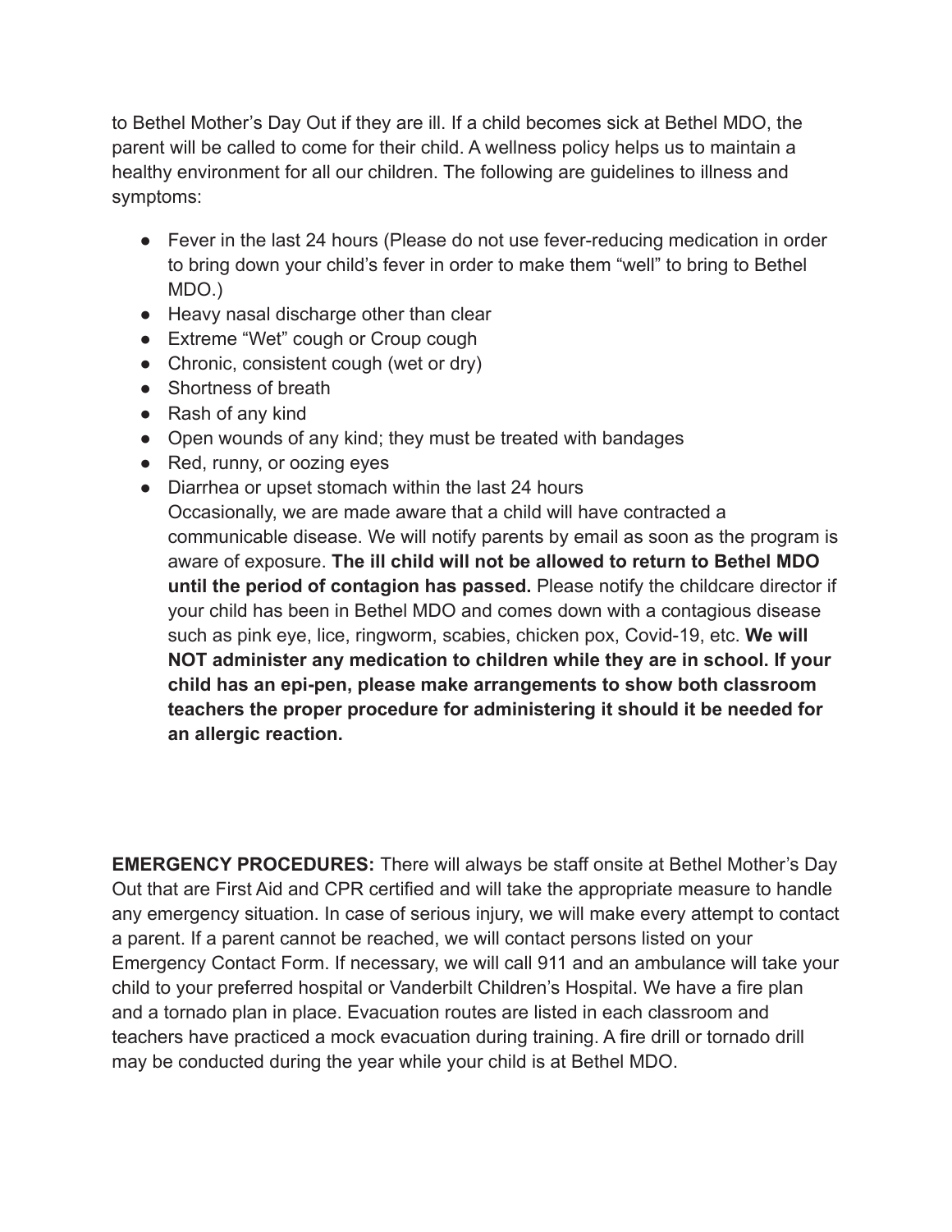to Bethel Mother's Day Out if they are ill. If a child becomes sick at Bethel MDO, the parent will be called to come for their child. A wellness policy helps us to maintain a healthy environment for all our children. The following are guidelines to illness and symptoms:

- Fever in the last 24 hours (Please do not use fever-reducing medication in order to bring down your child's fever in order to make them "well" to bring to Bethel MDO.)
- Heavy nasal discharge other than clear
- Extreme "Wet" cough or Croup cough
- Chronic, consistent cough (wet or dry)
- Shortness of breath
- Rash of any kind
- Open wounds of any kind; they must be treated with bandages
- Red, runny, or oozing eyes
- Diarrhea or upset stomach within the last 24 hours
  Occasionally, we are made aware that a child will have contracted a communicable disease. We will notify parents by email as soon as the program is aware of exposure. **The ill child will not be allowed to return to Bethel MDO until the period of contagion has passed.** Please notify the childcare director if your child has been in Bethel MDO and comes down with a contagious disease such as pink eye, lice, ringworm, scabies, chicken pox, Covid-19, etc. **We will NOT administer any medication to children while they are in school. If your child has an epi-pen, please make arrangements to show both classroom teachers the proper procedure for administering it should it be needed for an allergic reaction.**

**EMERGENCY PROCEDURES:** There will always be staff onsite at Bethel Mother's Day Out that are First Aid and CPR certified and will take the appropriate measure to handle any emergency situation. In case of serious injury, we will make every attempt to contact a parent. If a parent cannot be reached, we will contact persons listed on your Emergency Contact Form. If necessary, we will call 911 and an ambulance will take your child to your preferred hospital or Vanderbilt Children's Hospital. We have a fire plan and a tornado plan in place. Evacuation routes are listed in each classroom and teachers have practiced a mock evacuation during training. A fire drill or tornado drill may be conducted during the year while your child is at Bethel MDO.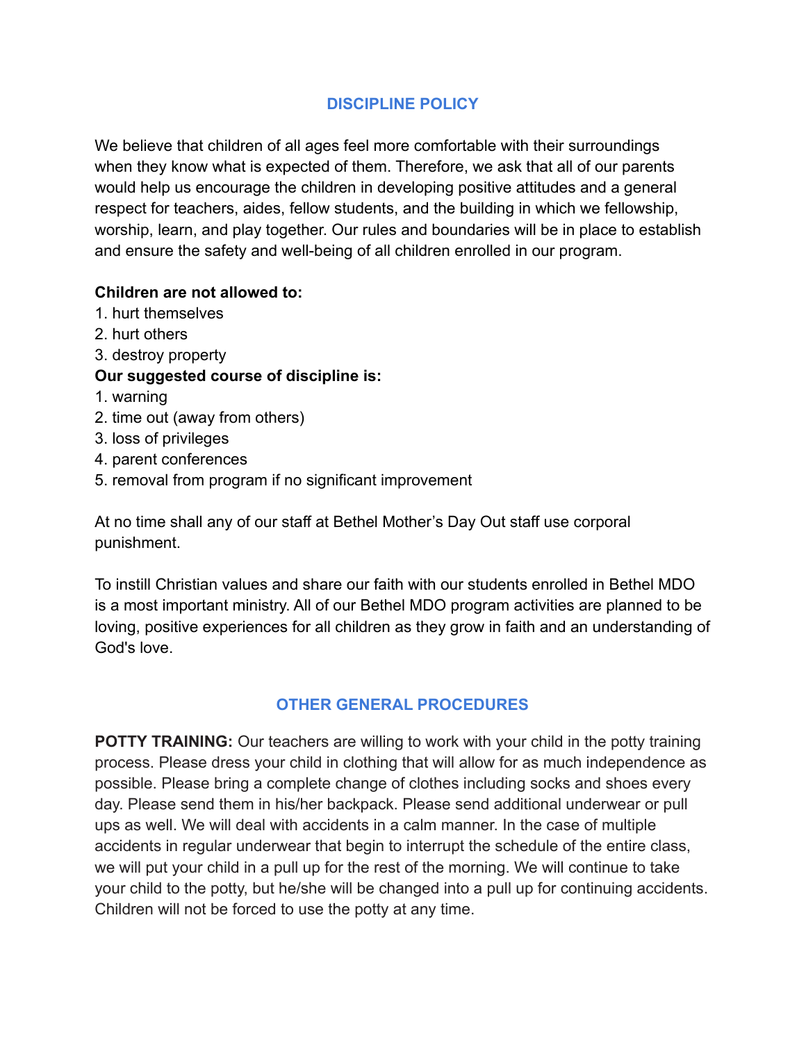## DISCIPLINE POLICY

We believe that children of all ages feel more comfortable with their surroundings when they know what is expected of them. Therefore, we ask that all of our parents would help us encourage the children in developing positive attitudes and a general respect for teachers, aides, fellow students, and the building in which we fellowship, worship, learn, and play together. Our rules and boundaries will be in place to establish and ensure the safety and well-being of all children enrolled in our program.

**Children are not allowed to:**

1. hurt themselves
2. hurt others
3. destroy property

**Our suggested course of discipline is:**

1. warning
2. time out (away from others)
3. loss of privileges
4. parent conferences
5. removal from program if no significant improvement

At no time shall any of our staff at Bethel Mother's Day Out staff use corporal punishment.

To instill Christian values and share our faith with our students enrolled in Bethel MDO is a most important ministry. All of our Bethel MDO program activities are planned to be loving, positive experiences for all children as they grow in faith and an understanding of God's love.

## OTHER GENERAL PROCEDURES

**POTTY TRAINING:** Our teachers are willing to work with your child in the potty training process. Please dress your child in clothing that will allow for as much independence as possible. Please bring a complete change of clothes including socks and shoes every day. Please send them in his/her backpack. Please send additional underwear or pull ups as well. We will deal with accidents in a calm manner. In the case of multiple accidents in regular underwear that begin to interrupt the schedule of the entire class, we will put your child in a pull up for the rest of the morning. We will continue to take your child to the potty, but he/she will be changed into a pull up for continuing accidents. Children will not be forced to use the potty at any time.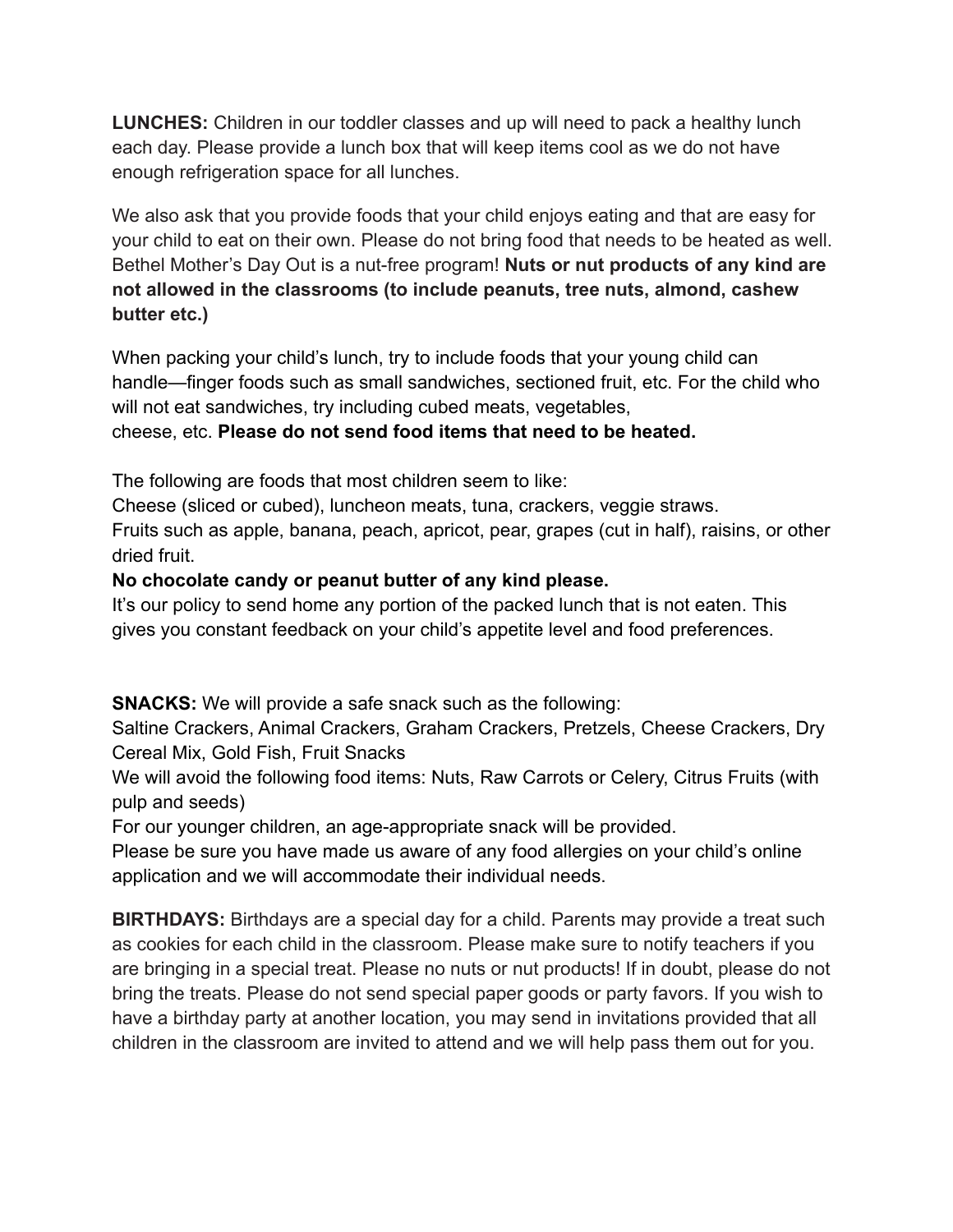**LUNCHES:** Children in our toddler classes and up will need to pack a healthy lunch each day. Please provide a lunch box that will keep items cool as we do not have enough refrigeration space for all lunches.

We also ask that you provide foods that your child enjoys eating and that are easy for your child to eat on their own. Please do not bring food that needs to be heated as well. Bethel Mother's Day Out is a nut-free program! **Nuts or nut products of any kind are not allowed in the classrooms (to include peanuts, tree nuts, almond, cashew butter etc.)**

When packing your child's lunch, try to include foods that your young child can handle—finger foods such as small sandwiches, sectioned fruit, etc. For the child who will not eat sandwiches, try including cubed meats, vegetables,
cheese, etc. **Please do not send food items that need to be heated.**

The following are foods that most children seem to like:
Cheese (sliced or cubed), luncheon meats, tuna, crackers, veggie straws.
Fruits such as apple, banana, peach, apricot, pear, grapes (cut in half), raisins, or other dried fruit.
**No chocolate candy or peanut butter of any kind please.**
It's our policy to send home any portion of the packed lunch that is not eaten. This gives you constant feedback on your child's appetite level and food preferences.

**SNACKS:** We will provide a safe snack such as the following:
Saltine Crackers, Animal Crackers, Graham Crackers, Pretzels, Cheese Crackers, Dry Cereal Mix, Gold Fish, Fruit Snacks
We will avoid the following food items: Nuts, Raw Carrots or Celery, Citrus Fruits (with pulp and seeds)
For our younger children, an age-appropriate snack will be provided.
Please be sure you have made us aware of any food allergies on your child's online application and we will accommodate their individual needs.

**BIRTHDAYS:** Birthdays are a special day for a child. Parents may provide a treat such as cookies for each child in the classroom. Please make sure to notify teachers if you are bringing in a special treat. Please no nuts or nut products! If in doubt, please do not bring the treats. Please do not send special paper goods or party favors. If you wish to have a birthday party at another location, you may send in invitations provided that all children in the classroom are invited to attend and we will help pass them out for you.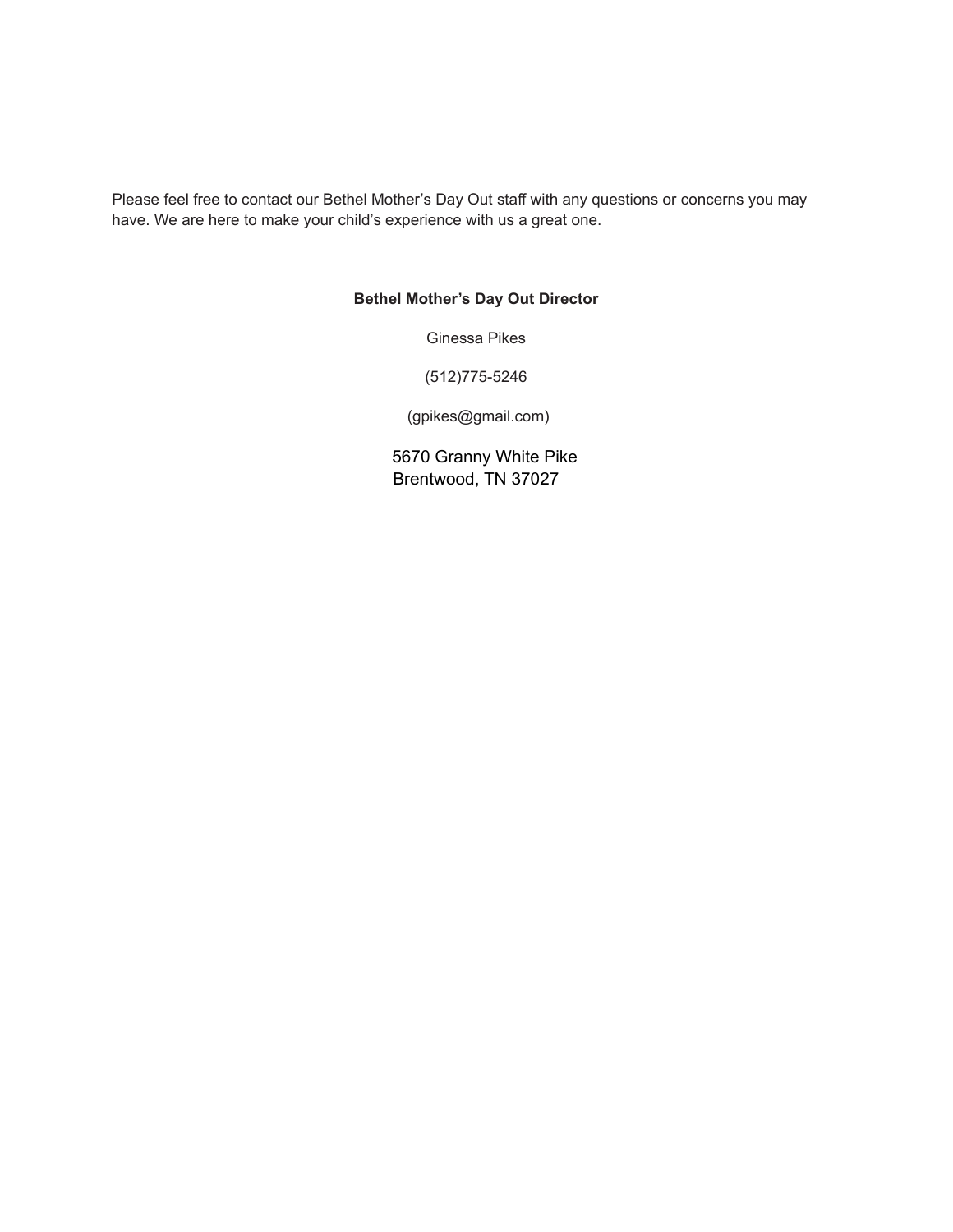Please feel free to contact our Bethel Mother's Day Out staff with any questions or concerns you may have. We are here to make your child's experience with us a great one.

**Bethel Mother's Day Out Director**

Ginessa Pikes

(512)775-5246

(gpikes@gmail.com)

5670 Granny White Pike
Brentwood, TN 37027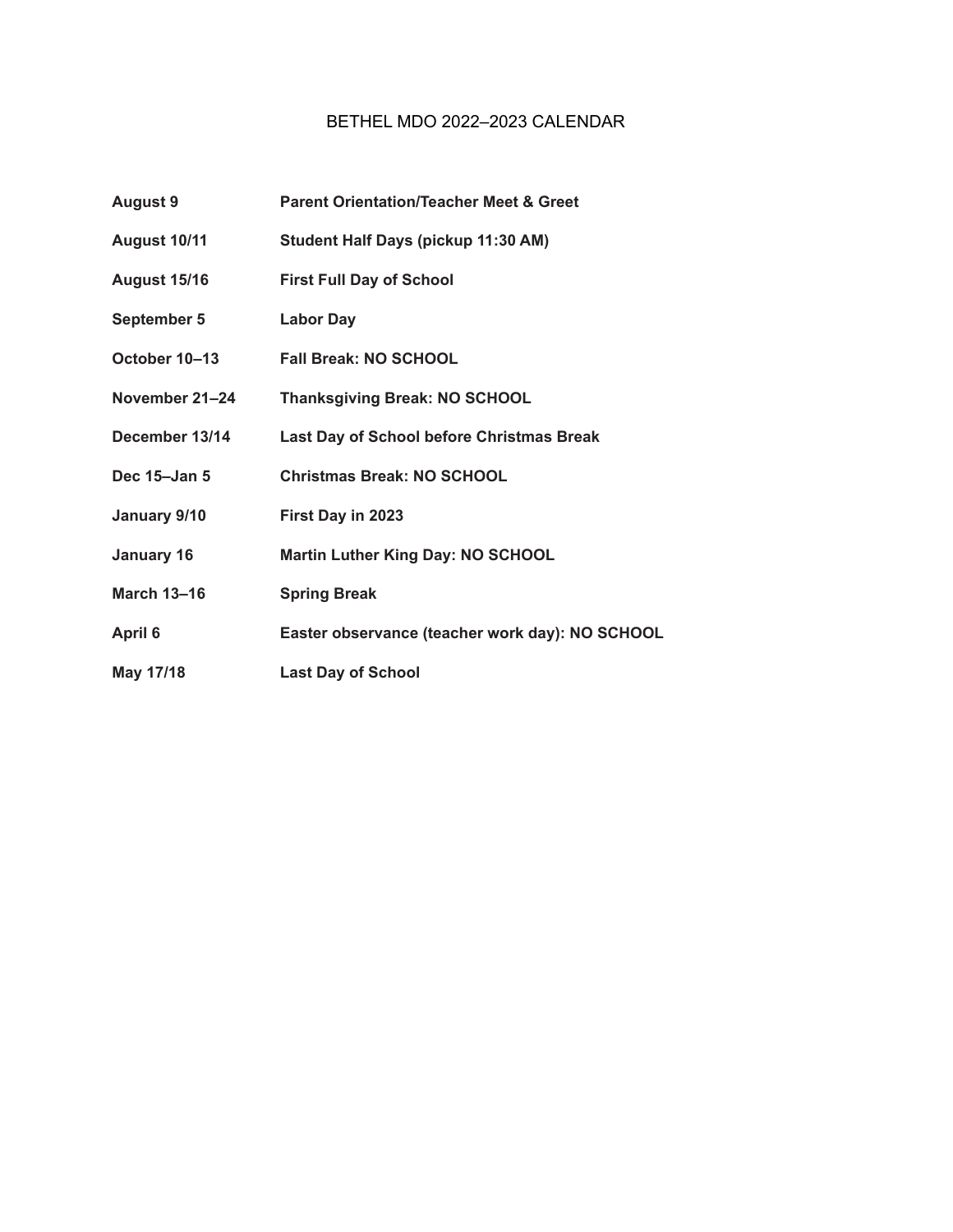# BETHEL MDO 2022–2023 CALENDAR

| | |
|---|---|
| **August 9** | **Parent Orientation/Teacher Meet & Greet** |
| **August 10/11** | **Student Half Days (pickup 11:30 AM)** |
| **August 15/16** | **First Full Day of School** |
| **September 5** | **Labor Day** |
| **October 10–13** | **Fall Break: NO SCHOOL** |
| **November 21–24** | **Thanksgiving Break: NO SCHOOL** |
| **December 13/14** | **Last Day of School before Christmas Break** |
| **Dec 15–Jan 5** | **Christmas Break: NO SCHOOL** |
| **January 9/10** | **First Day in 2023** |
| **January 16** | **Martin Luther King Day: NO SCHOOL** |
| **March 13–16** | **Spring Break** |
| **April 6** | **Easter observance (teacher work day): NO SCHOOL** |
| **May 17/18** | **Last Day of School** |